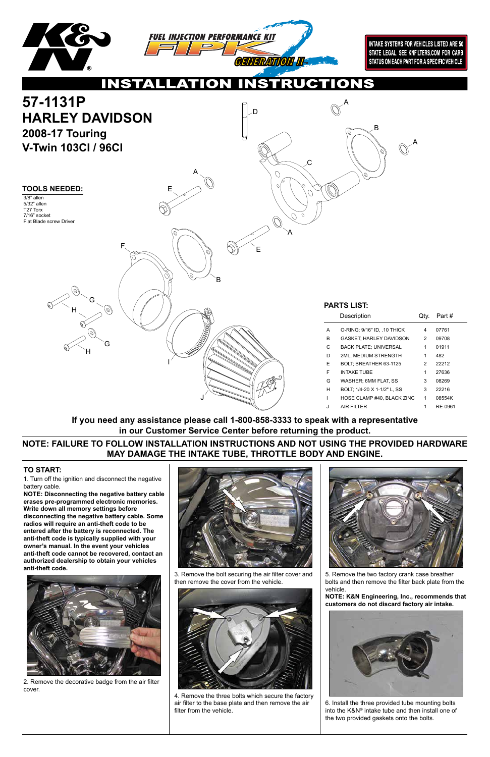K&N® FUEL INJECTION PERFORMANCE KIT FIPK GENERATION II

INTAKE SYSTEMS FOR VEHICLES LISTED ARE 50 STATE LEGAL. SEE KNFILTERS.COM FOR CARB STATUS ON EACH PART FOR A SPECIFIC VEHICLE.

# INSTALLATION INSTRUCTIONS

# 57-1131P
# HARLEY DAVIDSON
## 2008-17 Touring
## V-Twin 103CI / 96CI

### TOOLS NEEDED:
3/8" allen
5/32" allen
T27 Torx
7/16" socket
Flat Blade screw Driver

### PARTS LIST:

| | Description | Qty. | Part # |
|---|---|---|---|
| A | O-RING; 9/16" ID, .10 THICK | 4 | 07761 |
| B | GASKET; HARLEY DAVIDSON | 2 | 09708 |
| C | BACK PLATE; UNIVERSAL | 1 | 01911 |
| D | 2ML, MEDIUM STRENGTH | 1 | 482 |
| E | BOLT; BREATHER 63-1125 | 2 | 22212 |
| F | INTAKE TUBE | 1 | 27636 |
| G | WASHER; 6MM FLAT, SS | 3 | 08269 |
| H | BOLT; 1/4-20 X 1-1/2" L, SS | 3 | 22216 |
| I | HOSE CLAMP #40, BLACK ZINC | 1 | 08554K |
| J | AIR FILTER | 1 | RE-0961 |

**If you need any assistance please call 1-800-858-3333 to speak with a representative in our Customer Service Center before returning the product.**

**NOTE: FAILURE TO FOLLOW INSTALLATION INSTRUCTIONS AND NOT USING THE PROVIDED HARDWARE MAY DAMAGE THE INTAKE TUBE, THROTTLE BODY AND ENGINE.**

### TO START:

1. Turn off the ignition and disconnect the negative battery cable.

**NOTE: Disconnecting the negative battery cable erases pre-programmed electronic memories. Write down all memory settings before disconnecting the negative battery cable. Some radios will require an anti-theft code to be entered after the battery is reconnected. The anti-theft code is typically supplied with your owner's manual. In the event your vehicles anti-theft code cannot be recovered, contact an authorized dealership to obtain your vehicles anti-theft code.**

2. Remove the decorative badge from the air filter cover.

3. Remove the bolt securing the air filter cover and then remove the cover from the vehicle.

4. Remove the three bolts which secure the factory air filter to the base plate and then remove the air filter from the vehicle.

5. Remove the two factory crank case breather bolts and then remove the filter back plate from the vehicle.

**NOTE: K&N Engineering, Inc., recommends that customers do not discard factory air intake.**

6. Install the three provided tube mounting bolts into the K&N® intake tube and then install one of the two provided gaskets onto the bolts.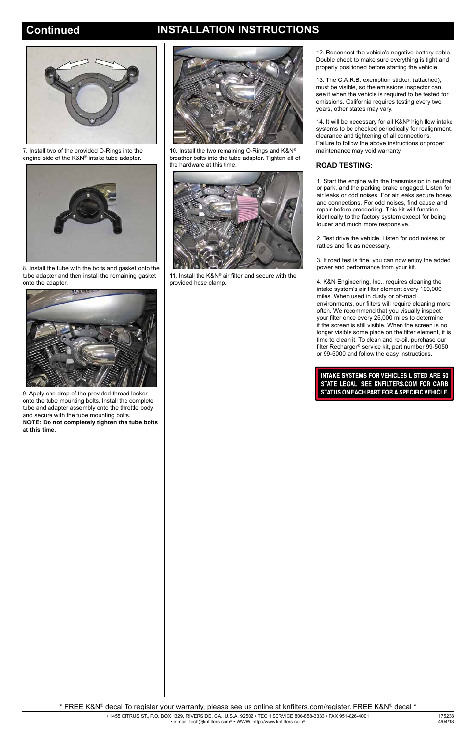## Continued

# INSTALLATION INSTRUCTIONS

7. Install two of the provided O-Rings into the engine side of the K&N® intake tube adapter.

8. Install the tube with the bolts and gasket onto the tube adapter and then install the remaining gasket onto the adapter.

9. Apply one drop of the provided thread locker onto the tube mounting bolts. Install the complete tube and adapter assembly onto the throttle body and secure with the tube mounting bolts.
**NOTE: Do not completely tighten the tube bolts at this time.**

10. Install the two remaining O-Rings and K&N® breather bolts into the tube adapter. Tighten all of the hardware at this time.

11. Install the K&N® air filter and secure with the provided hose clamp.

12. Reconnect the vehicle's negative battery cable. Double check to make sure everything is tight and properly positioned before starting the vehicle.

13. The C.A.R.B. exemption sticker, (attached), must be visible, so the emissions inspector can see it when the vehicle is required to be tested for emissions. California requires testing every two years, other states may vary.

14. It will be necessary for all K&N® high flow intake systems to be checked periodically for realignment, clearance and tightening of all connections. Failure to follow the above instructions or proper maintenance may void warranty.

### ROAD TESTING:

1. Start the engine with the transmission in neutral or park, and the parking brake engaged. Listen for air leaks or odd noises. For air leaks secure hoses and connections. For odd noises, find cause and repair before proceeding. This kit will function identically to the factory system except for being louder and much more responsive.

2. Test drive the vehicle. Listen for odd noises or rattles and fix as necessary.

3. If road test is fine, you can now enjoy the added power and performance from your kit.

4. K&N Engineering, Inc., requires cleaning the intake system's air filter element every 100,000 miles. When used in dusty or off-road environments, our filters will require cleaning more often. We recommend that you visually inspect your filter once every 25,000 miles to determine if the screen is still visible. When the screen is no longer visible some place on the filter element, it is time to clean it. To clean and re-oil, purchase our filter Recharger® service kit, part number 99-5050 or 99-5000 and follow the easy instructions.

**INTAKE SYSTEMS FOR VEHICLES LISTED ARE 50 STATE LEGAL. SEE KNFILTERS.COM FOR CARB STATUS ON EACH PART FOR A SPECIFIC VEHICLE.**

\* FREE K&N® decal To register your warranty, please see us online at knfilters.com/register. FREE K&N® decal \*

• 1455 CITRUS ST., P.O. BOX 1329, RIVERSIDE, CA., U.S.A. 92502 • TECH SERVICE 800-858-3333 • FAX 951-826-4001
• e-mail: tech@knfilters.com® • WWW: http://www.knfilters.com®

175238
4/04/18